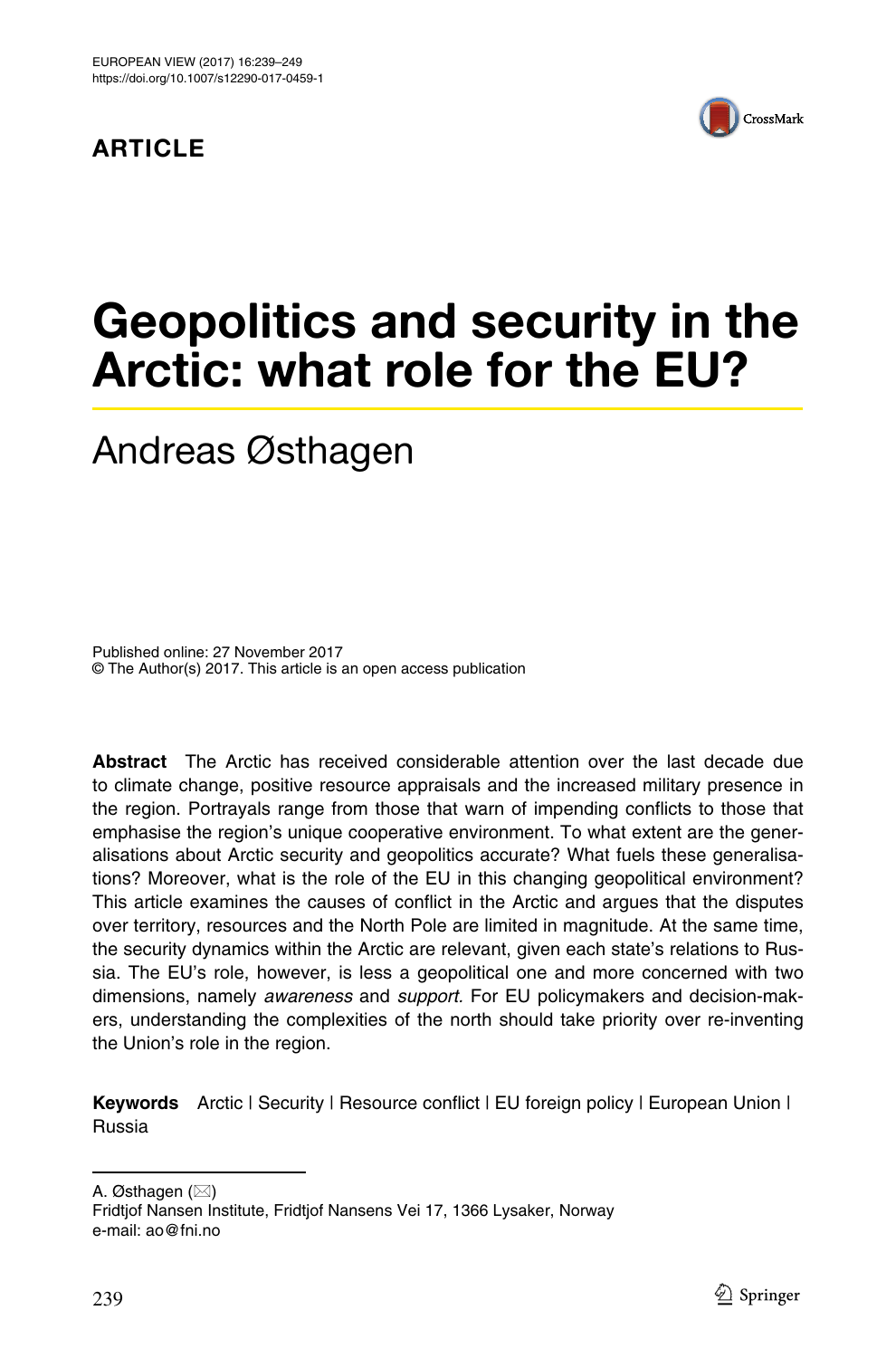**ARTICLE**

# Geopolitics and security in the Arctic: what role for the EU?

## Andreas Østhagen

Published online: 27 November 2017
© The Author(s) 2017. This article is an open access publication

**Abstract** The Arctic has received considerable attention over the last decade due to climate change, positive resource appraisals and the increased military presence in the region. Portrayals range from those that warn of impending conflicts to those that emphasise the region's unique cooperative environment. To what extent are the generalisations about Arctic security and geopolitics accurate? What fuels these generalisations? Moreover, what is the role of the EU in this changing geopolitical environment? This article examines the causes of conflict in the Arctic and argues that the disputes over territory, resources and the North Pole are limited in magnitude. At the same time, the security dynamics within the Arctic are relevant, given each state's relations to Russia. The EU's role, however, is less a geopolitical one and more concerned with two dimensions, namely *awareness* and *support.* For EU policymakers and decision-makers, understanding the complexities of the north should take priority over re-inventing the Union's role in the region.

**Keywords** Arctic | Security | Resource conflict | EU foreign policy | European Union | Russia

---

A. Østhagen (✉)
Fridtjof Nansen Institute, Fridtjof Nansens Vei 17, 1366 Lysaker, Norway
e-mail: ao@fni.no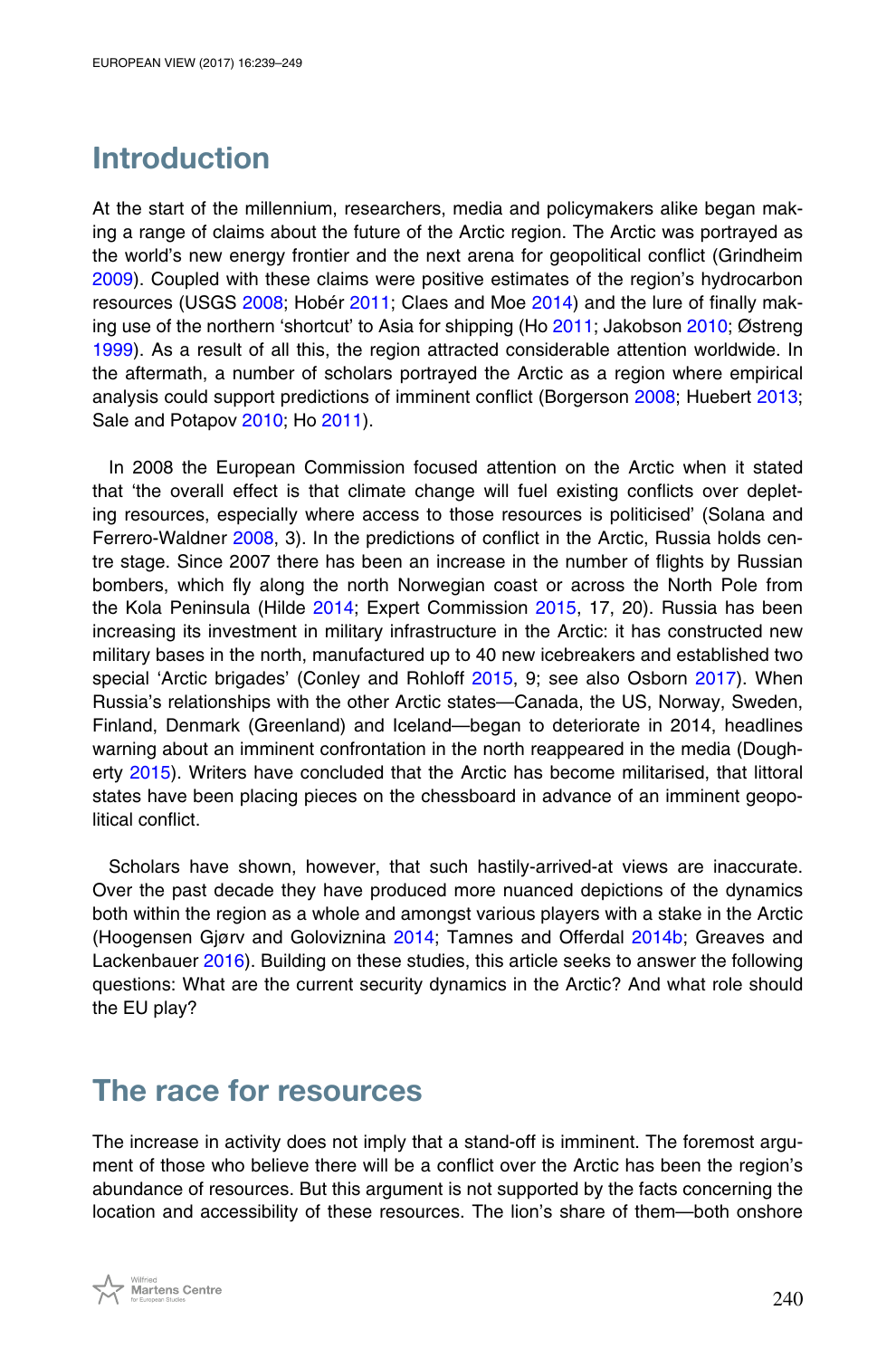## Introduction

At the start of the millennium, researchers, media and policymakers alike began making a range of claims about the future of the Arctic region. The Arctic was portrayed as the world's new energy frontier and the next arena for geopolitical conflict (Grindheim 2009). Coupled with these claims were positive estimates of the region's hydrocarbon resources (USGS 2008; Hobér 2011; Claes and Moe 2014) and the lure of finally making use of the northern 'shortcut' to Asia for shipping (Ho 2011; Jakobson 2010; Østreng 1999). As a result of all this, the region attracted considerable attention worldwide. In the aftermath, a number of scholars portrayed the Arctic as a region where empirical analysis could support predictions of imminent conflict (Borgerson 2008; Huebert 2013; Sale and Potapov 2010; Ho 2011).

In 2008 the European Commission focused attention on the Arctic when it stated that 'the overall effect is that climate change will fuel existing conflicts over depleting resources, especially where access to those resources is politicised' (Solana and Ferrero-Waldner 2008, 3). In the predictions of conflict in the Arctic, Russia holds centre stage. Since 2007 there has been an increase in the number of flights by Russian bombers, which fly along the north Norwegian coast or across the North Pole from the Kola Peninsula (Hilde 2014; Expert Commission 2015, 17, 20). Russia has been increasing its investment in military infrastructure in the Arctic: it has constructed new military bases in the north, manufactured up to 40 new icebreakers and established two special 'Arctic brigades' (Conley and Rohloff 2015, 9; see also Osborn 2017). When Russia's relationships with the other Arctic states—Canada, the US, Norway, Sweden, Finland, Denmark (Greenland) and Iceland—began to deteriorate in 2014, headlines warning about an imminent confrontation in the north reappeared in the media (Dougherty 2015). Writers have concluded that the Arctic has become militarised, that littoral states have been placing pieces on the chessboard in advance of an imminent geopolitical conflict.

Scholars have shown, however, that such hastily-arrived-at views are inaccurate. Over the past decade they have produced more nuanced depictions of the dynamics both within the region as a whole and amongst various players with a stake in the Arctic (Hoogensen Gjørv and Goloviznina 2014; Tamnes and Offerdal 2014b; Greaves and Lackenbauer 2016). Building on these studies, this article seeks to answer the following questions: What are the current security dynamics in the Arctic? And what role should the EU play?

## The race for resources

The increase in activity does not imply that a stand-off is imminent. The foremost argument of those who believe there will be a conflict over the Arctic has been the region's abundance of resources. But this argument is not supported by the facts concerning the location and accessibility of these resources. The lion's share of them—both onshore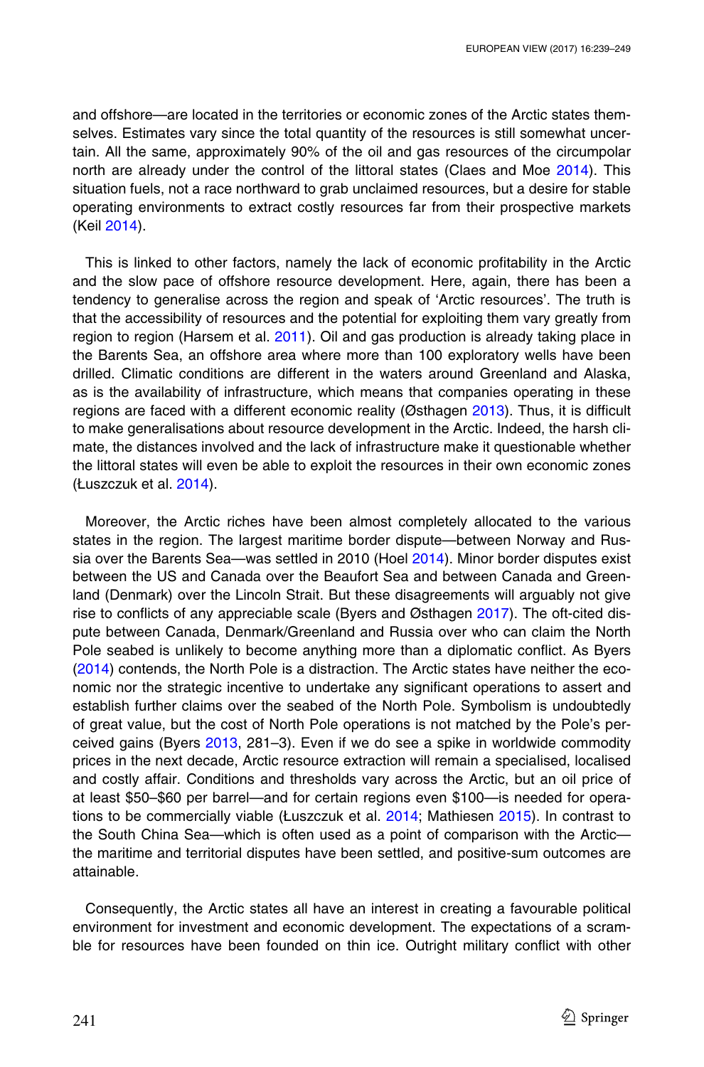and offshore—are located in the territories or economic zones of the Arctic states themselves. Estimates vary since the total quantity of the resources is still somewhat uncertain. All the same, approximately 90% of the oil and gas resources of the circumpolar north are already under the control of the littoral states (Claes and Moe 2014). This situation fuels, not a race northward to grab unclaimed resources, but a desire for stable operating environments to extract costly resources far from their prospective markets (Keil 2014).

This is linked to other factors, namely the lack of economic profitability in the Arctic and the slow pace of offshore resource development. Here, again, there has been a tendency to generalise across the region and speak of 'Arctic resources'. The truth is that the accessibility of resources and the potential for exploiting them vary greatly from region to region (Harsem et al. 2011). Oil and gas production is already taking place in the Barents Sea, an offshore area where more than 100 exploratory wells have been drilled. Climatic conditions are different in the waters around Greenland and Alaska, as is the availability of infrastructure, which means that companies operating in these regions are faced with a different economic reality (Østhagen 2013). Thus, it is difficult to make generalisations about resource development in the Arctic. Indeed, the harsh climate, the distances involved and the lack of infrastructure make it questionable whether the littoral states will even be able to exploit the resources in their own economic zones (Łuszczuk et al. 2014).

Moreover, the Arctic riches have been almost completely allocated to the various states in the region. The largest maritime border dispute—between Norway and Russia over the Barents Sea—was settled in 2010 (Hoel 2014). Minor border disputes exist between the US and Canada over the Beaufort Sea and between Canada and Greenland (Denmark) over the Lincoln Strait. But these disagreements will arguably not give rise to conflicts of any appreciable scale (Byers and Østhagen 2017). The oft-cited dispute between Canada, Denmark/Greenland and Russia over who can claim the North Pole seabed is unlikely to become anything more than a diplomatic conflict. As Byers (2014) contends, the North Pole is a distraction. The Arctic states have neither the economic nor the strategic incentive to undertake any significant operations to assert and establish further claims over the seabed of the North Pole. Symbolism is undoubtedly of great value, but the cost of North Pole operations is not matched by the Pole's perceived gains (Byers 2013, 281–3). Even if we do see a spike in worldwide commodity prices in the next decade, Arctic resource extraction will remain a specialised, localised and costly affair. Conditions and thresholds vary across the Arctic, but an oil price of at least \$50–\$60 per barrel—and for certain regions even \$100—is needed for operations to be commercially viable (Łuszczuk et al. 2014; Mathiesen 2015). In contrast to the South China Sea—which is often used as a point of comparison with the Arctic—the maritime and territorial disputes have been settled, and positive-sum outcomes are attainable.

Consequently, the Arctic states all have an interest in creating a favourable political environment for investment and economic development. The expectations of a scramble for resources have been founded on thin ice. Outright military conflict with other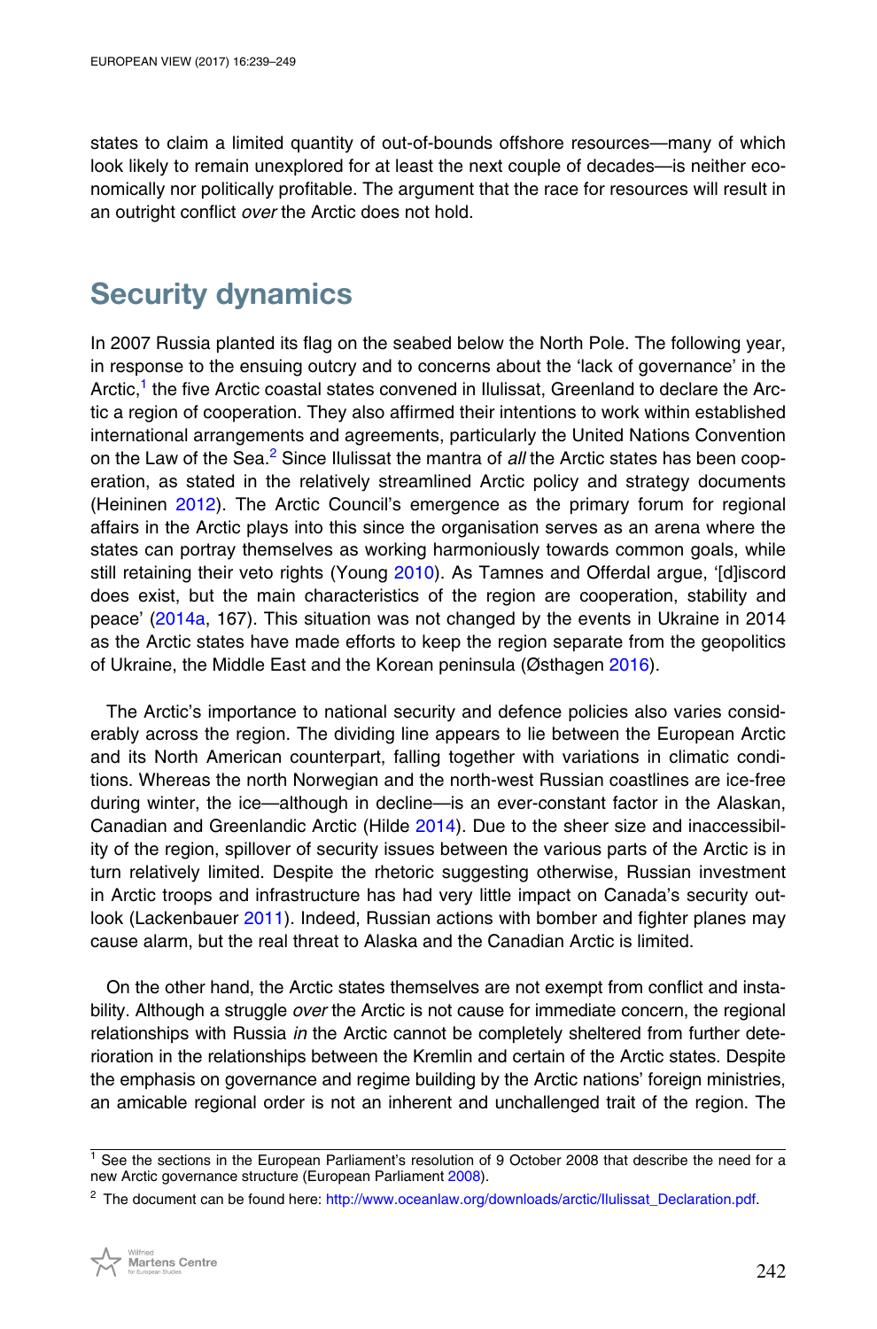states to claim a limited quantity of out-of-bounds offshore resources—many of which look likely to remain unexplored for at least the next couple of decades—is neither economically nor politically profitable. The argument that the race for resources will result in an outright conflict *over* the Arctic does not hold.

## Security dynamics

In 2007 Russia planted its flag on the seabed below the North Pole. The following year, in response to the ensuing outcry and to concerns about the 'lack of governance' in the Arctic,[1] the five Arctic coastal states convened in Ilulissat, Greenland to declare the Arctic a region of cooperation. They also affirmed their intentions to work within established international arrangements and agreements, particularly the United Nations Convention on the Law of the Sea.[2] Since Ilulissat the mantra of *all* the Arctic states has been cooperation, as stated in the relatively streamlined Arctic policy and strategy documents (Heininen 2012). The Arctic Council's emergence as the primary forum for regional affairs in the Arctic plays into this since the organisation serves as an arena where the states can portray themselves as working harmoniously towards common goals, while still retaining their veto rights (Young 2010). As Tamnes and Offerdal argue, '[d]iscord does exist, but the main characteristics of the region are cooperation, stability and peace' (2014a, 167). This situation was not changed by the events in Ukraine in 2014 as the Arctic states have made efforts to keep the region separate from the geopolitics of Ukraine, the Middle East and the Korean peninsula (Østhagen 2016).

The Arctic's importance to national security and defence policies also varies considerably across the region. The dividing line appears to lie between the European Arctic and its North American counterpart, falling together with variations in climatic conditions. Whereas the north Norwegian and the north-west Russian coastlines are ice-free during winter, the ice—although in decline—is an ever-constant factor in the Alaskan, Canadian and Greenlandic Arctic (Hilde 2014). Due to the sheer size and inaccessibility of the region, spillover of security issues between the various parts of the Arctic is in turn relatively limited. Despite the rhetoric suggesting otherwise, Russian investment in Arctic troops and infrastructure has had very little impact on Canada's security outlook (Lackenbauer 2011). Indeed, Russian actions with bomber and fighter planes may cause alarm, but the real threat to Alaska and the Canadian Arctic is limited.

On the other hand, the Arctic states themselves are not exempt from conflict and instability. Although a struggle *over* the Arctic is not cause for immediate concern, the regional relationships with Russia *in* the Arctic cannot be completely sheltered from further deterioration in the relationships between the Kremlin and certain of the Arctic states. Despite the emphasis on governance and regime building by the Arctic nations' foreign ministries, an amicable regional order is not an inherent and unchallenged trait of the region. The

---

[1] See the sections in the European Parliament's resolution of 9 October 2008 that describe the need for a new Arctic governance structure (European Parliament 2008).

[2] The document can be found here: http://www.oceanlaw.org/downloads/arctic/Ilulissat_Declaration.pdf.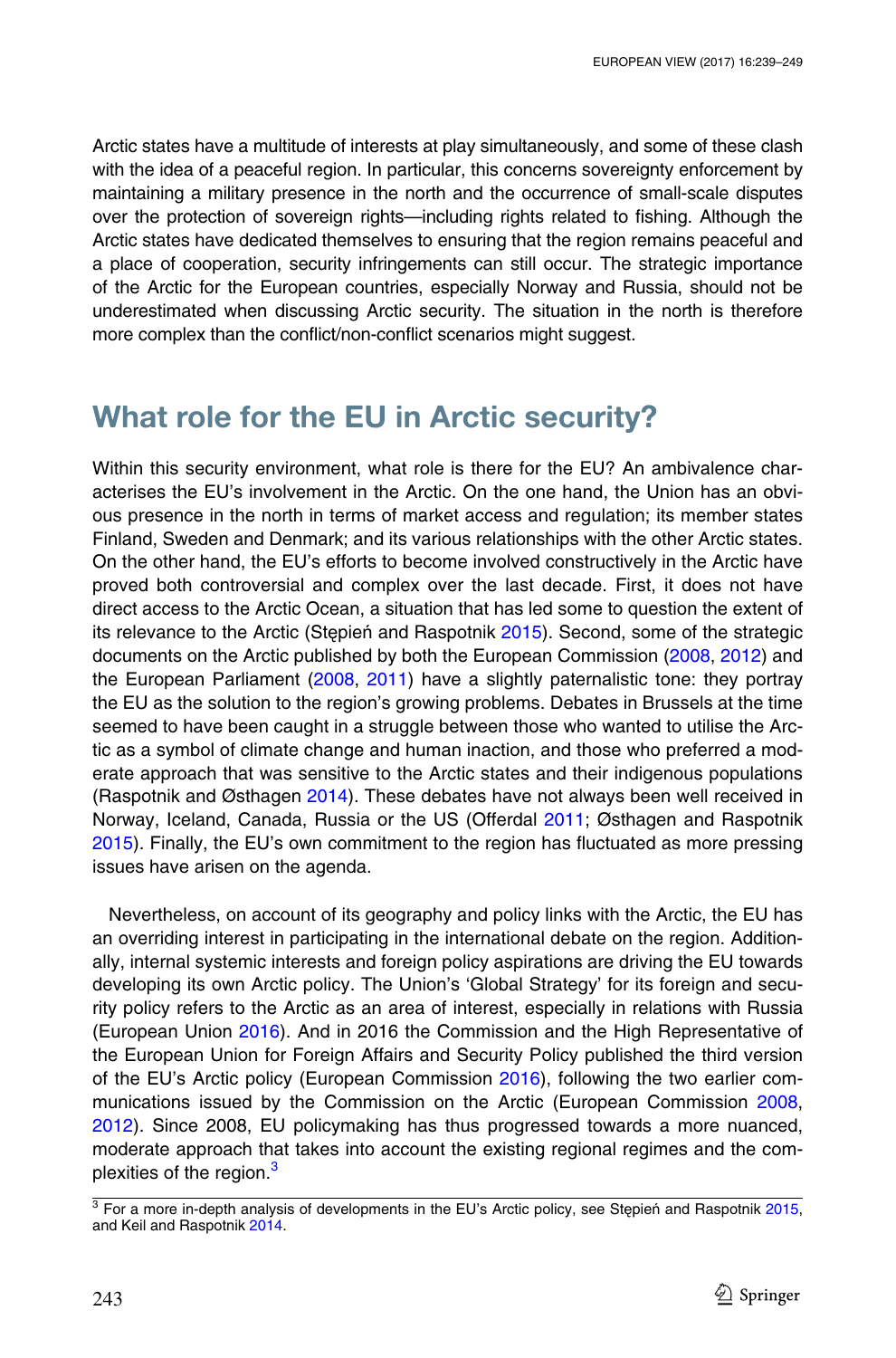Arctic states have a multitude of interests at play simultaneously, and some of these clash with the idea of a peaceful region. In particular, this concerns sovereignty enforcement by maintaining a military presence in the north and the occurrence of small-scale disputes over the protection of sovereign rights—including rights related to fishing. Although the Arctic states have dedicated themselves to ensuring that the region remains peaceful and a place of cooperation, security infringements can still occur. The strategic importance of the Arctic for the European countries, especially Norway and Russia, should not be underestimated when discussing Arctic security. The situation in the north is therefore more complex than the conflict/non-conflict scenarios might suggest.

## What role for the EU in Arctic security?

Within this security environment, what role is there for the EU? An ambivalence characterises the EU's involvement in the Arctic. On the one hand, the Union has an obvious presence in the north in terms of market access and regulation; its member states Finland, Sweden and Denmark; and its various relationships with the other Arctic states. On the other hand, the EU's efforts to become involved constructively in the Arctic have proved both controversial and complex over the last decade. First, it does not have direct access to the Arctic Ocean, a situation that has led some to question the extent of its relevance to the Arctic (Stępień and Raspotnik 2015). Second, some of the strategic documents on the Arctic published by both the European Commission (2008, 2012) and the European Parliament (2008, 2011) have a slightly paternalistic tone: they portray the EU as the solution to the region's growing problems. Debates in Brussels at the time seemed to have been caught in a struggle between those who wanted to utilise the Arctic as a symbol of climate change and human inaction, and those who preferred a moderate approach that was sensitive to the Arctic states and their indigenous populations (Raspotnik and Østhagen 2014). These debates have not always been well received in Norway, Iceland, Canada, Russia or the US (Offerdal 2011; Østhagen and Raspotnik 2015). Finally, the EU's own commitment to the region has fluctuated as more pressing issues have arisen on the agenda.

Nevertheless, on account of its geography and policy links with the Arctic, the EU has an overriding interest in participating in the international debate on the region. Additionally, internal systemic interests and foreign policy aspirations are driving the EU towards developing its own Arctic policy. The Union's 'Global Strategy' for its foreign and security policy refers to the Arctic as an area of interest, especially in relations with Russia (European Union 2016). And in 2016 the Commission and the High Representative of the European Union for Foreign Affairs and Security Policy published the third version of the EU's Arctic policy (European Commission 2016), following the two earlier communications issued by the Commission on the Arctic (European Commission 2008, 2012). Since 2008, EU policymaking has thus progressed towards a more nuanced, moderate approach that takes into account the existing regional regimes and the complexities of the region.[3]

[3] For a more in-depth analysis of developments in the EU's Arctic policy, see Stępień and Raspotnik 2015, and Keil and Raspotnik 2014.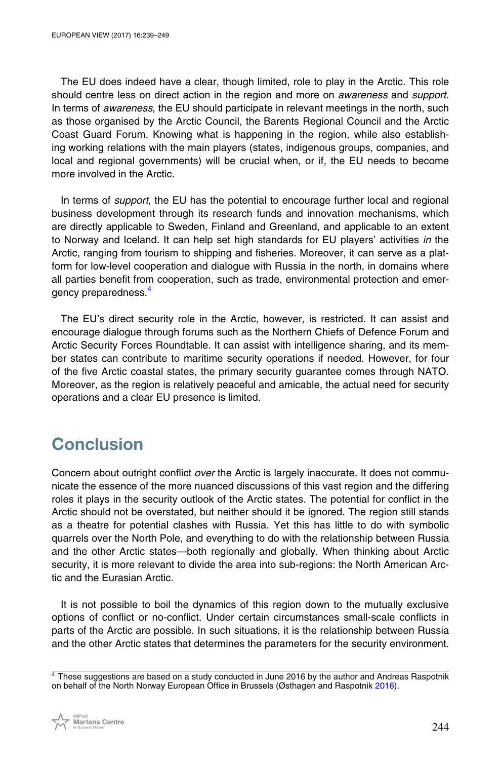The EU does indeed have a clear, though limited, role to play in the Arctic. This role should centre less on direct action in the region and more on *awareness* and *support.* In terms of *awareness*, the EU should participate in relevant meetings in the north, such as those organised by the Arctic Council, the Barents Regional Council and the Arctic Coast Guard Forum. Knowing what is happening in the region, while also establishing working relations with the main players (states, indigenous groups, companies, and local and regional governments) will be crucial when, or if, the EU needs to become more involved in the Arctic.

In terms of *support,* the EU has the potential to encourage further local and regional business development through its research funds and innovation mechanisms, which are directly applicable to Sweden, Finland and Greenland, and applicable to an extent to Norway and Iceland. It can help set high standards for EU players' activities *in* the Arctic, ranging from tourism to shipping and fisheries. Moreover, it can serve as a platform for low-level cooperation and dialogue with Russia in the north, in domains where all parties benefit from cooperation, such as trade, environmental protection and emergency preparedness.[4]

The EU's direct security role in the Arctic, however, is restricted. It can assist and encourage dialogue through forums such as the Northern Chiefs of Defence Forum and Arctic Security Forces Roundtable. It can assist with intelligence sharing, and its member states can contribute to maritime security operations if needed. However, for four of the five Arctic coastal states, the primary security guarantee comes through NATO. Moreover, as the region is relatively peaceful and amicable, the actual need for security operations and a clear EU presence is limited.

## Conclusion

Concern about outright conflict *over* the Arctic is largely inaccurate. It does not communicate the essence of the more nuanced discussions of this vast region and the differing roles it plays in the security outlook of the Arctic states. The potential for conflict in the Arctic should not be overstated, but neither should it be ignored. The region still stands as a theatre for potential clashes with Russia. Yet this has little to do with symbolic quarrels over the North Pole, and everything to do with the relationship between Russia and the other Arctic states—both regionally and globally. When thinking about Arctic security, it is more relevant to divide the area into sub-regions: the North American Arctic and the Eurasian Arctic.

It is not possible to boil the dynamics of this region down to the mutually exclusive options of conflict or no-conflict. Under certain circumstances small-scale conflicts in parts of the Arctic are possible. In such situations, it is the relationship between Russia and the other Arctic states that determines the parameters for the security environment.

[4] These suggestions are based on a study conducted in June 2016 by the author and Andreas Raspotnik on behalf of the North Norway European Office in Brussels (Østhagen and Raspotnik 2016).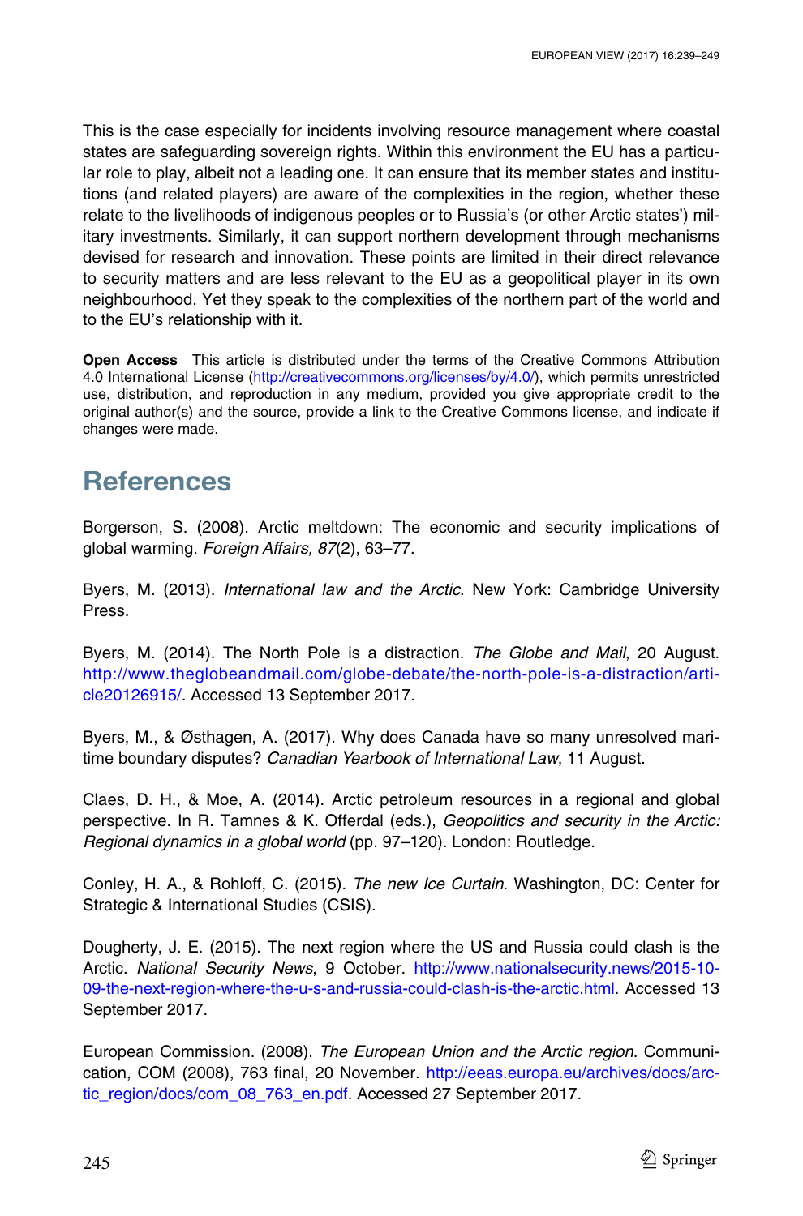This is the case especially for incidents involving resource management where coastal states are safeguarding sovereign rights. Within this environment the EU has a particular role to play, albeit not a leading one. It can ensure that its member states and institutions (and related players) are aware of the complexities in the region, whether these relate to the livelihoods of indigenous peoples or to Russia's (or other Arctic states') military investments. Similarly, it can support northern development through mechanisms devised for research and innovation. These points are limited in their direct relevance to security matters and are less relevant to the EU as a geopolitical player in its own neighbourhood. Yet they speak to the complexities of the northern part of the world and to the EU's relationship with it.

**Open Access** This article is distributed under the terms of the Creative Commons Attribution 4.0 International License (http://creativecommons.org/licenses/by/4.0/), which permits unrestricted use, distribution, and reproduction in any medium, provided you give appropriate credit to the original author(s) and the source, provide a link to the Creative Commons license, and indicate if changes were made.

## References

Borgerson, S. (2008). Arctic meltdown: The economic and security implications of global warming. *Foreign Affairs, 87*(2), 63–77.

Byers, M. (2013). *International law and the Arctic*. New York: Cambridge University Press.

Byers, M. (2014). The North Pole is a distraction. *The Globe and Mail*, 20 August. http://www.theglobeandmail.com/globe-debate/the-north-pole-is-a-distraction/article20126915/. Accessed 13 September 2017.

Byers, M., & Østhagen, A. (2017). Why does Canada have so many unresolved maritime boundary disputes? *Canadian Yearbook of International Law*, 11 August.

Claes, D. H., & Moe, A. (2014). Arctic petroleum resources in a regional and global perspective. In R. Tamnes & K. Offerdal (eds.), *Geopolitics and security in the Arctic: Regional dynamics in a global world* (pp. 97–120). London: Routledge.

Conley, H. A., & Rohloff, C. (2015). *The new Ice Curtain*. Washington, DC: Center for Strategic & International Studies (CSIS).

Dougherty, J. E. (2015). The next region where the US and Russia could clash is the Arctic. *National Security News*, 9 October. http://www.nationalsecurity.news/2015-10-09-the-next-region-where-the-u-s-and-russia-could-clash-is-the-arctic.html. Accessed 13 September 2017.

European Commission. (2008). *The European Union and the Arctic region*. Communication, COM (2008), 763 final, 20 November. http://eeas.europa.eu/archives/docs/arctic_region/docs/com_08_763_en.pdf. Accessed 27 September 2017.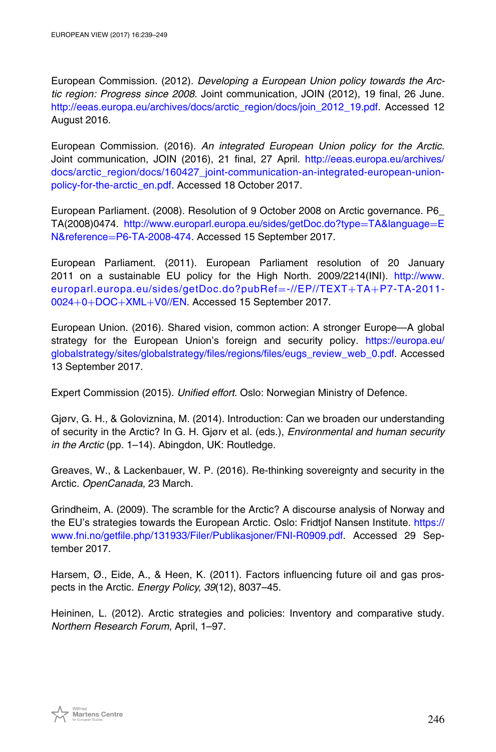European Commission. (2012). *Developing a European Union policy towards the Arctic region: Progress since 2008*. Joint communication, JOIN (2012), 19 final, 26 June. http://eeas.europa.eu/archives/docs/arctic_region/docs/join_2012_19.pdf. Accessed 12 August 2016.

European Commission. (2016). *An integrated European Union policy for the Arctic.* Joint communication, JOIN (2016), 21 final, 27 April. http://eeas.europa.eu/archives/docs/arctic_region/docs/160427_joint-communication-an-integrated-european-union-policy-for-the-arctic_en.pdf. Accessed 18 October 2017.

European Parliament. (2008). Resolution of 9 October 2008 on Arctic governance. P6_TA(2008)0474. http://www.europarl.europa.eu/sides/getDoc.do?type=TA&language=EN&reference=P6-TA-2008-474. Accessed 15 September 2017.

European Parliament. (2011). European Parliament resolution of 20 January 2011 on a sustainable EU policy for the High North. 2009/2214(INI). http://www.europarl.europa.eu/sides/getDoc.do?pubRef=-//EP//TEXT+TA+P7-TA-2011-0024+0+DOC+XML+V0//EN. Accessed 15 September 2017.

European Union. (2016). Shared vision, common action: A stronger Europe—A global strategy for the European Union's foreign and security policy. https://europa.eu/globalstrategy/sites/globalstrategy/files/regions/files/eugs_review_web_0.pdf. Accessed 13 September 2017.

Expert Commission (2015). *Unified effort*. Oslo: Norwegian Ministry of Defence.

Gjørv, G. H., & Goloviznina, M. (2014). Introduction: Can we broaden our understanding of security in the Arctic? In G. H. Gjørv et al. (eds.), *Environmental and human security in the Arctic* (pp. 1–14). Abingdon, UK: Routledge.

Greaves, W., & Lackenbauer, W. P. (2016). Re-thinking sovereignty and security in the Arctic. *OpenCanada*, 23 March.

Grindheim, A. (2009). The scramble for the Arctic? A discourse analysis of Norway and the EU's strategies towards the European Arctic. Oslo: Fridtjof Nansen Institute. https://www.fni.no/getfile.php/131933/Filer/Publikasjoner/FNI-R0909.pdf. Accessed 29 September 2017.

Harsem, Ø., Eide, A., & Heen, K. (2011). Factors influencing future oil and gas prospects in the Arctic. *Energy Policy, 39*(12), 8037–45.

Heininen, L. (2012). Arctic strategies and policies: Inventory and comparative study. *Northern Research Forum*, April, 1–97.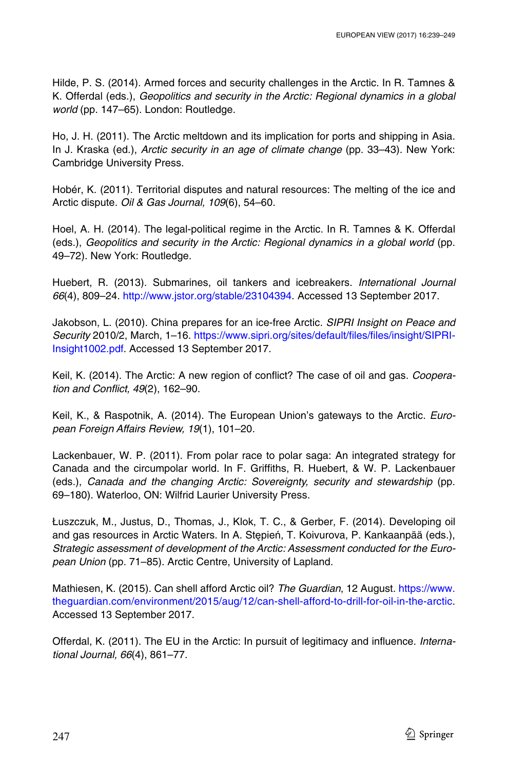Hilde, P. S. (2014). Armed forces and security challenges in the Arctic. In R. Tamnes & K. Offerdal (eds.), *Geopolitics and security in the Arctic: Regional dynamics in a global world* (pp. 147–65). London: Routledge.

Ho, J. H. (2011). The Arctic meltdown and its implication for ports and shipping in Asia. In J. Kraska (ed.), *Arctic security in an age of climate change* (pp. 33–43). New York: Cambridge University Press.

Hobér, K. (2011). Territorial disputes and natural resources: The melting of the ice and Arctic dispute. *Oil & Gas Journal, 109*(6), 54–60.

Hoel, A. H. (2014). The legal-political regime in the Arctic. In R. Tamnes & K. Offerdal (eds.), *Geopolitics and security in the Arctic: Regional dynamics in a global world* (pp. 49–72). New York: Routledge.

Huebert, R. (2013). Submarines, oil tankers and icebreakers. *International Journal 66*(4), 809–24. http://www.jstor.org/stable/23104394. Accessed 13 September 2017.

Jakobson, L. (2010). China prepares for an ice-free Arctic. *SIPRI Insight on Peace and Security* 2010/2, March, 1–16. https://www.sipri.org/sites/default/files/files/insight/SIPRI-Insight1002.pdf. Accessed 13 September 2017.

Keil, K. (2014). The Arctic: A new region of conflict? The case of oil and gas. *Cooperation and Conflict, 49*(2), 162–90.

Keil, K., & Raspotnik, A. (2014). The European Union's gateways to the Arctic. *European Foreign Affairs Review, 19*(1), 101–20.

Lackenbauer, W. P. (2011). From polar race to polar saga: An integrated strategy for Canada and the circumpolar world. In F. Griffiths, R. Huebert, & W. P. Lackenbauer (eds.), *Canada and the changing Arctic: Sovereignty, security and stewardship* (pp. 69–180). Waterloo, ON: Wilfrid Laurier University Press.

Łuszczuk, M., Justus, D., Thomas, J., Klok, T. C., & Gerber, F. (2014). Developing oil and gas resources in Arctic Waters. In A. Stępień, T. Koivurova, P. Kankaanpää (eds.), *Strategic assessment of development of the Arctic: Assessment conducted for the European Union* (pp. 71–85). Arctic Centre, University of Lapland.

Mathiesen, K. (2015). Can shell afford Arctic oil? *The Guardian*, 12 August. https://www.theguardian.com/environment/2015/aug/12/can-shell-afford-to-drill-for-oil-in-the-arctic. Accessed 13 September 2017.

Offerdal, K. (2011). The EU in the Arctic: In pursuit of legitimacy and influence. *International Journal, 66*(4), 861–77.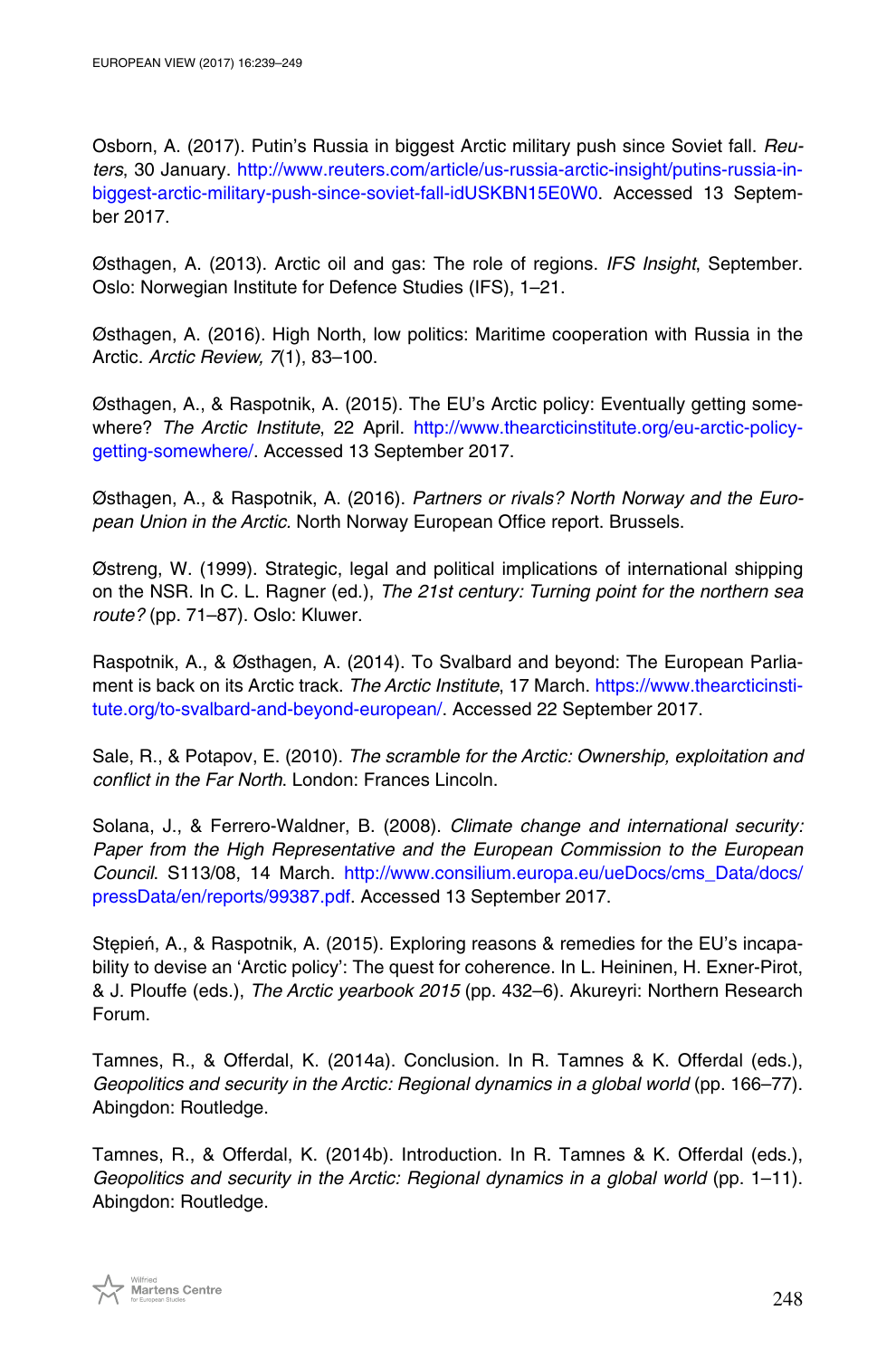Osborn, A. (2017). Putin's Russia in biggest Arctic military push since Soviet fall. *Reuters*, 30 January. http://www.reuters.com/article/us-russia-arctic-insight/putins-russia-in-biggest-arctic-military-push-since-soviet-fall-idUSKBN15E0W0. Accessed 13 September 2017.

Østhagen, A. (2013). Arctic oil and gas: The role of regions. *IFS Insight*, September. Oslo: Norwegian Institute for Defence Studies (IFS), 1–21.

Østhagen, A. (2016). High North, low politics: Maritime cooperation with Russia in the Arctic. *Arctic Review, 7*(1), 83–100.

Østhagen, A., & Raspotnik, A. (2015). The EU's Arctic policy: Eventually getting somewhere? *The Arctic Institute*, 22 April. http://www.thearcticinstitute.org/eu-arctic-policy-getting-somewhere/. Accessed 13 September 2017.

Østhagen, A., & Raspotnik, A. (2016). *Partners or rivals? North Norway and the European Union in the Arctic.* North Norway European Office report. Brussels.

Østreng, W. (1999). Strategic, legal and political implications of international shipping on the NSR. In C. L. Ragner (ed.), *The 21st century: Turning point for the northern sea route?* (pp. 71–87). Oslo: Kluwer.

Raspotnik, A., & Østhagen, A. (2014). To Svalbard and beyond: The European Parliament is back on its Arctic track. *The Arctic Institute*, 17 March. https://www.thearcticinstitute.org/to-svalbard-and-beyond-european/. Accessed 22 September 2017.

Sale, R., & Potapov, E. (2010). *The scramble for the Arctic: Ownership, exploitation and conflict in the Far North*. London: Frances Lincoln.

Solana, J., & Ferrero-Waldner, B. (2008). *Climate change and international security: Paper from the High Representative and the European Commission to the European Council*. S113/08, 14 March. http://www.consilium.europa.eu/ueDocs/cms_Data/docs/pressData/en/reports/99387.pdf. Accessed 13 September 2017.

Stępień, A., & Raspotnik, A. (2015). Exploring reasons & remedies for the EU's incapability to devise an 'Arctic policy': The quest for coherence. In L. Heininen, H. Exner-Pirot, & J. Plouffe (eds.), *The Arctic yearbook 2015* (pp. 432–6). Akureyri: Northern Research Forum.

Tamnes, R., & Offerdal, K. (2014a). Conclusion. In R. Tamnes & K. Offerdal (eds.), *Geopolitics and security in the Arctic: Regional dynamics in a global world* (pp. 166–77). Abingdon: Routledge.

Tamnes, R., & Offerdal, K. (2014b). Introduction. In R. Tamnes & K. Offerdal (eds.), *Geopolitics and security in the Arctic: Regional dynamics in a global world* (pp. 1–11). Abingdon: Routledge.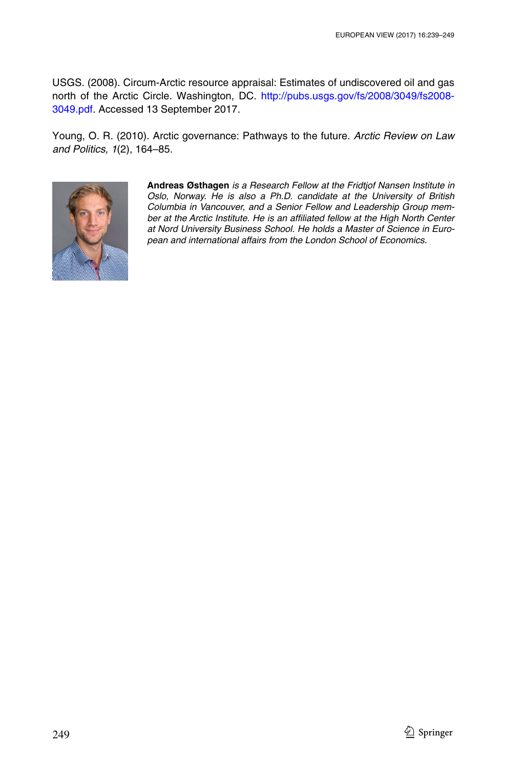USGS. (2008). Circum-Arctic resource appraisal: Estimates of undiscovered oil and gas north of the Arctic Circle. Washington, DC. http://pubs.usgs.gov/fs/2008/3049/fs2008-3049.pdf. Accessed 13 September 2017.

Young, O. R. (2010). Arctic governance: Pathways to the future. *Arctic Review on Law and Politics, 1*(2), 164–85.

**Andreas Østhagen** *is a Research Fellow at the Fridtjof Nansen Institute in Oslo, Norway. He is also a Ph.D. candidate at the University of British Columbia in Vancouver, and a Senior Fellow and Leadership Group member at the Arctic Institute. He is an affiliated fellow at the High North Center at Nord University Business School. He holds a Master of Science in European and international affairs from the London School of Economics.*